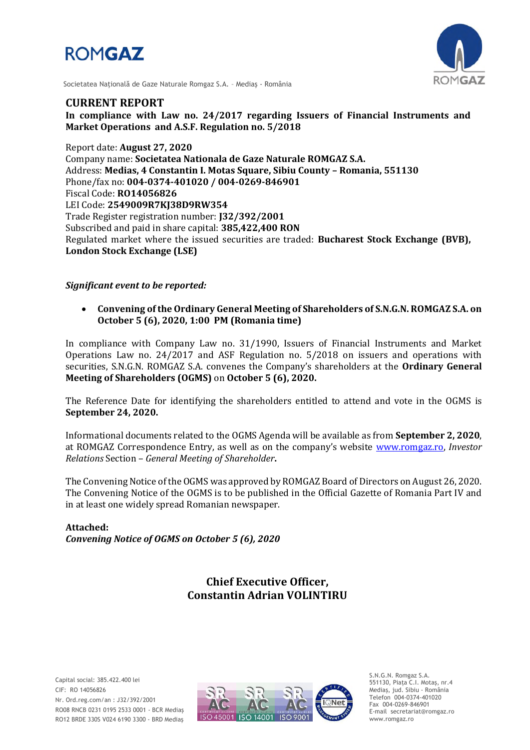ROMGAZ

Societatea Națională de Gaze Naturale Romgaz S.A. – Mediaș - România

# CURRENT REPORT

**In compliance with Law no. 24/2017 regarding Issuers of Financial Instruments and Market Operations and A.S.F. Regulation no. 5/2018**

Report date: **August 27, 2020**
Company name: **Societatea Nationala de Gaze Naturale ROMGAZ S.A.**
Address: **Medias, 4 Constantin I. Motas Square, Sibiu County – Romania, 551130**
Phone/fax no: **004-0374-401020 / 004-0269-846901**
Fiscal Code: **RO14056826**
LEI Code: **2549009R7KJ38D9RW354**
Trade Register registration number: **J32/392/2001**
Subscribed and paid in share capital: **385,422,400 RON**
Regulated market where the issued securities are traded: **Bucharest Stock Exchange (BVB), London Stock Exchange (LSE)**

***Significant event to be reported:***

- **Convening of the Ordinary General Meeting of Shareholders of S.N.G.N. ROMGAZ S.A. on October 5 (6), 2020, 1:00 PM (Romania time)**

In compliance with Company Law no. 31/1990, Issuers of Financial Instruments and Market Operations Law no. 24/2017 and ASF Regulation no. 5/2018 on issuers and operations with securities, S.N.G.N. ROMGAZ S.A. convenes the Company's shareholders at the **Ordinary General Meeting of Shareholders (OGMS)** on **October 5 (6), 2020.**

The Reference Date for identifying the shareholders entitled to attend and vote in the OGMS is **September 24, 2020.**

Informational documents related to the OGMS Agenda will be available as from **September 2, 2020**, at ROMGAZ Correspondence Entry, as well as on the company's website www.romgaz.ro, *Investor Relations* Section – *General Meeting of Shareholder*.

The Convening Notice of the OGMS was approved by ROMGAZ Board of Directors on August 26, 2020. The Convening Notice of the OGMS is to be published in the Official Gazette of Romania Part IV and in at least one widely spread Romanian newspaper.

**Attached:**
***Convening Notice of OGMS on October 5 (6), 2020***

**Chief Executive Officer,**
**Constantin Adrian VOLINTIRU**

Capital social: 385.422.400 lei
CIF: RO 14056826
Nr. Ord.reg.com/an : J32/392/2001
RO08 RNCB 0231 0195 2533 0001 - BCR Mediaș
RO12 BRDE 330S V024 6190 3300 - BRD Mediaș

S.N.G.N. Romgaz S.A.
551130, Piața C.I. Motaș, nr.4
Mediaș, jud. Sibiu - România
Telefon 004-0374-401020
Fax 004-0269-846901
E-mail secretariat@romgaz.ro
www.romgaz.ro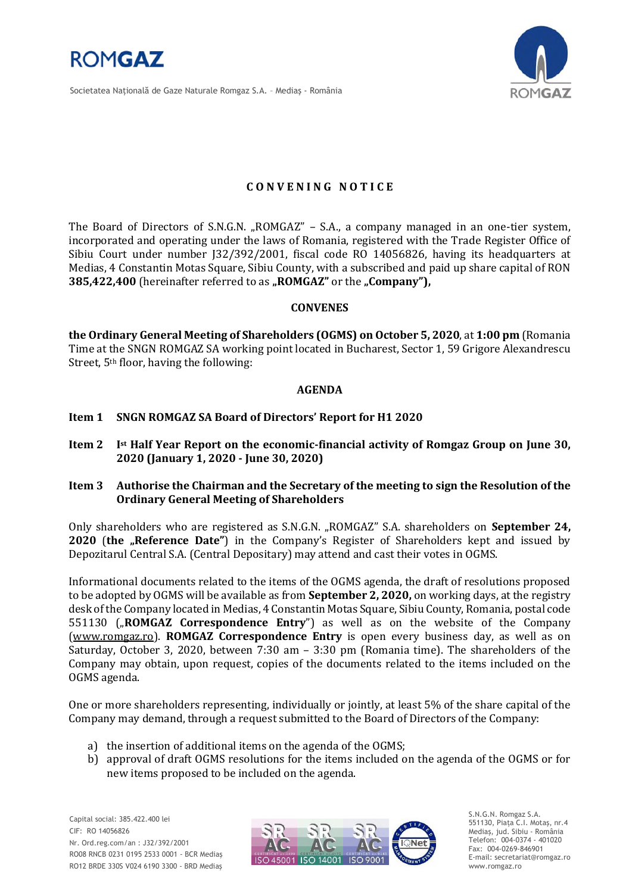### CONVENING NOTICE

The Board of Directors of S.N.G.N. „ROMGAZ" – S.A., a company managed in an one-tier system, incorporated and operating under the laws of Romania, registered with the Trade Register Office of Sibiu Court under number J32/392/2001, fiscal code RO 14056826, having its headquarters at Medias, 4 Constantin Motas Square, Sibiu County, with a subscribed and paid up share capital of RON **385,422,400** (hereinafter referred to as **„ROMGAZ"** or the **„Company"),**

**CONVENES**

**the Ordinary General Meeting of Shareholders (OGMS) on October 5, 2020**, at **1:00 pm** (Romania Time at the SNGN ROMGAZ SA working point located in Bucharest, Sector 1, 59 Grigore Alexandrescu Street, 5th floor, having the following:

**AGENDA**

**Item 1 SNGN ROMGAZ SA Board of Directors' Report for H1 2020**

**Item 2 Ist Half Year Report on the economic-financial activity of Romgaz Group on June 30, 2020 (January 1, 2020 - June 30, 2020)**

**Item 3 Authorise the Chairman and the Secretary of the meeting to sign the Resolution of the Ordinary General Meeting of Shareholders**

Only shareholders who are registered as S.N.G.N. „ROMGAZ" S.A. shareholders on **September 24, 2020** (**the „Reference Date"**) in the Company's Register of Shareholders kept and issued by Depozitarul Central S.A. (Central Depositary) may attend and cast their votes in OGMS.

Informational documents related to the items of the OGMS agenda, the draft of resolutions proposed to be adopted by OGMS will be available as from **September 2, 2020,** on working days, at the registry desk of the Company located in Medias, 4 Constantin Motas Square, Sibiu County, Romania, postal code 551130 („**ROMGAZ Correspondence Entry**") as well as on the website of the Company (www.romgaz.ro). **ROMGAZ Correspondence Entry** is open every business day, as well as on Saturday, October 3, 2020, between 7:30 am – 3:30 pm (Romania time). The shareholders of the Company may obtain, upon request, copies of the documents related to the items included on the OGMS agenda.

One or more shareholders representing, individually or jointly, at least 5% of the share capital of the Company may demand, through a request submitted to the Board of Directors of the Company:

a) the insertion of additional items on the agenda of the OGMS;
b) approval of draft OGMS resolutions for the items included on the agenda of the OGMS or for new items proposed to be included on the agenda.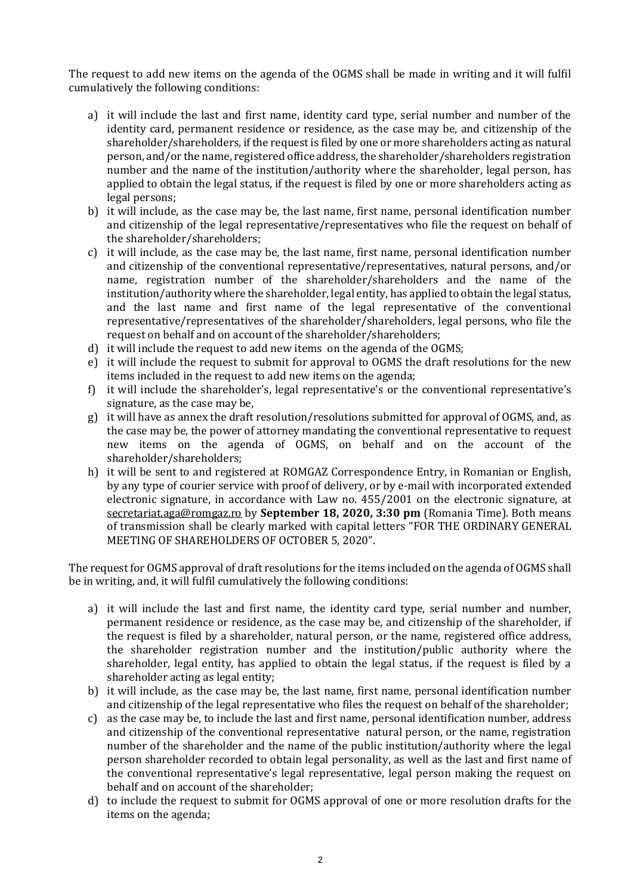The request to add new items on the agenda of the OGMS shall be made in writing and it will fulfil cumulatively the following conditions:

a) it will include the last and first name, identity card type, serial number and number of the identity card, permanent residence or residence, as the case may be, and citizenship of the shareholder/shareholders, if the request is filed by one or more shareholders acting as natural person, and/or the name, registered office address, the shareholder/shareholders registration number and the name of the institution/authority where the shareholder, legal person, has applied to obtain the legal status, if the request is filed by one or more shareholders acting as legal persons;
b) it will include, as the case may be, the last name, first name, personal identification number and citizenship of the legal representative/representatives who file the request on behalf of the shareholder/shareholders;
c) it will include, as the case may be, the last name, first name, personal identification number and citizenship of the conventional representative/representatives, natural persons, and/or name, registration number of the shareholder/shareholders and the name of the institution/authority where the shareholder, legal entity, has applied to obtain the legal status, and the last name and first name of the legal representative of the conventional representative/representatives of the shareholder/shareholders, legal persons, who file the request on behalf and on account of the shareholder/shareholders;
d) it will include the request to add new items on the agenda of the OGMS;
e) it will include the request to submit for approval to OGMS the draft resolutions for the new items included in the request to add new items on the agenda;
f) it will include the shareholder's, legal representative's or the conventional representative's signature, as the case may be,
g) it will have as annex the draft resolution/resolutions submitted for approval of OGMS, and, as the case may be, the power of attorney mandating the conventional representative to request new items on the agenda of OGMS, on behalf and on the account of the shareholder/shareholders;
h) it will be sent to and registered at ROMGAZ Correspondence Entry, in Romanian or English, by any type of courier service with proof of delivery, or by e-mail with incorporated extended electronic signature, in accordance with Law no. 455/2001 on the electronic signature, at secretariat.aga@romgaz.ro by **September 18, 2020, 3:30 pm** (Romania Time). Both means of transmission shall be clearly marked with capital letters "FOR THE ORDINARY GENERAL MEETING OF SHAREHOLDERS OF OCTOBER 5, 2020".

The request for OGMS approval of draft resolutions for the items included on the agenda of OGMS shall be in writing, and, it will fulfil cumulatively the following conditions:

a) it will include the last and first name, the identity card type, serial number and number, permanent residence or residence, as the case may be, and citizenship of the shareholder, if the request is filed by a shareholder, natural person, or the name, registered office address, the shareholder registration number and the institution/public authority where the shareholder, legal entity, has applied to obtain the legal status, if the request is filed by a shareholder acting as legal entity;
b) it will include, as the case may be, the last name, first name, personal identification number and citizenship of the legal representative who files the request on behalf of the shareholder;
c) as the case may be, to include the last and first name, personal identification number, address and citizenship of the conventional representative natural person, or the name, registration number of the shareholder and the name of the public institution/authority where the legal person shareholder recorded to obtain legal personality, as well as the last and first name of the conventional representative's legal representative, legal person making the request on behalf and on account of the shareholder;
d) to include the request to submit for OGMS approval of one or more resolution drafts for the items on the agenda;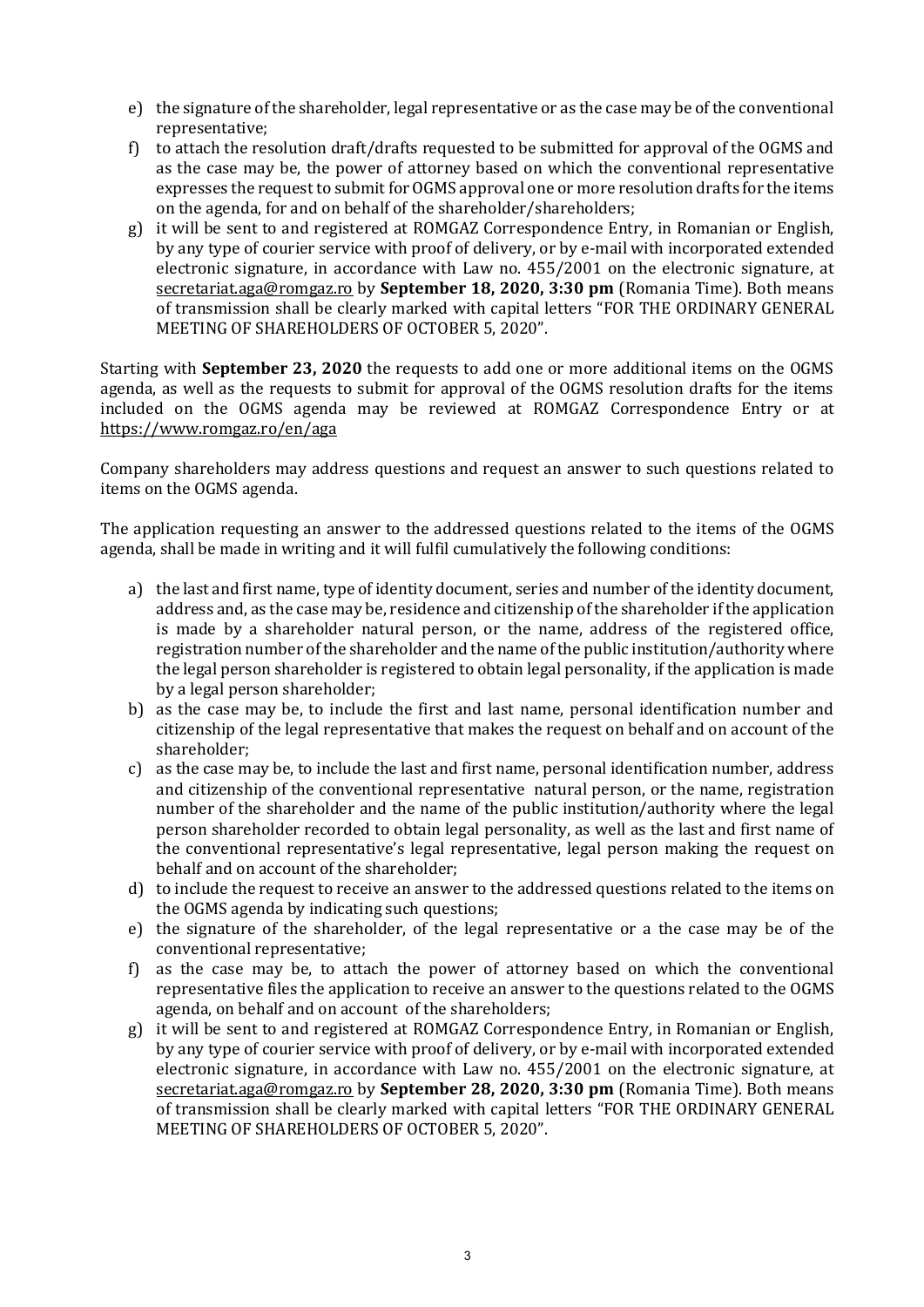e) the signature of the shareholder, legal representative or as the case may be of the conventional representative;
f) to attach the resolution draft/drafts requested to be submitted for approval of the OGMS and as the case may be, the power of attorney based on which the conventional representative expresses the request to submit for OGMS approval one or more resolution drafts for the items on the agenda, for and on behalf of the shareholder/shareholders;
g) it will be sent to and registered at ROMGAZ Correspondence Entry, in Romanian or English, by any type of courier service with proof of delivery, or by e-mail with incorporated extended electronic signature, in accordance with Law no. 455/2001 on the electronic signature, at secretariat.aga@romgaz.ro by **September 18, 2020, 3:30 pm** (Romania Time). Both means of transmission shall be clearly marked with capital letters "FOR THE ORDINARY GENERAL MEETING OF SHAREHOLDERS OF OCTOBER 5, 2020".

Starting with **September 23, 2020** the requests to add one or more additional items on the OGMS agenda, as well as the requests to submit for approval of the OGMS resolution drafts for the items included on the OGMS agenda may be reviewed at ROMGAZ Correspondence Entry or at https://www.romgaz.ro/en/aga

Company shareholders may address questions and request an answer to such questions related to items on the OGMS agenda.

The application requesting an answer to the addressed questions related to the items of the OGMS agenda, shall be made in writing and it will fulfil cumulatively the following conditions:

a) the last and first name, type of identity document, series and number of the identity document, address and, as the case may be, residence and citizenship of the shareholder if the application is made by a shareholder natural person, or the name, address of the registered office, registration number of the shareholder and the name of the public institution/authority where the legal person shareholder is registered to obtain legal personality, if the application is made by a legal person shareholder;
b) as the case may be, to include the first and last name, personal identification number and citizenship of the legal representative that makes the request on behalf and on account of the shareholder;
c) as the case may be, to include the last and first name, personal identification number, address and citizenship of the conventional representative natural person, or the name, registration number of the shareholder and the name of the public institution/authority where the legal person shareholder recorded to obtain legal personality, as well as the last and first name of the conventional representative's legal representative, legal person making the request on behalf and on account of the shareholder;
d) to include the request to receive an answer to the addressed questions related to the items on the OGMS agenda by indicating such questions;
e) the signature of the shareholder, of the legal representative or a the case may be of the conventional representative;
f) as the case may be, to attach the power of attorney based on which the conventional representative files the application to receive an answer to the questions related to the OGMS agenda, on behalf and on account of the shareholders;
g) it will be sent to and registered at ROMGAZ Correspondence Entry, in Romanian or English, by any type of courier service with proof of delivery, or by e-mail with incorporated extended electronic signature, in accordance with Law no. 455/2001 on the electronic signature, at secretariat.aga@romgaz.ro by **September 28, 2020, 3:30 pm** (Romania Time). Both means of transmission shall be clearly marked with capital letters "FOR THE ORDINARY GENERAL MEETING OF SHAREHOLDERS OF OCTOBER 5, 2020".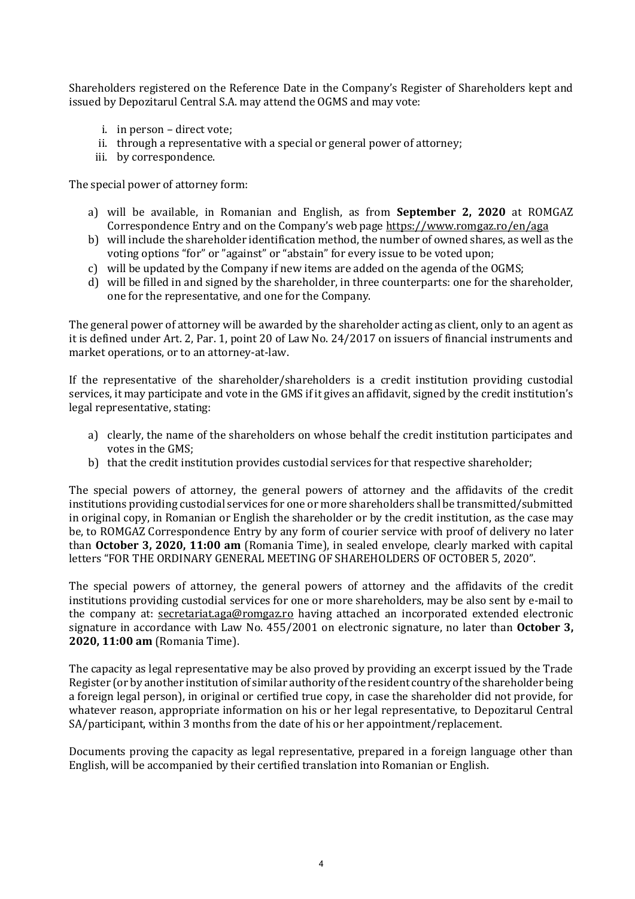Shareholders registered on the Reference Date in the Company's Register of Shareholders kept and issued by Depozitarul Central S.A. may attend the OGMS and may vote:

i. in person – direct vote;
ii. through a representative with a special or general power of attorney;
iii. by correspondence.

The special power of attorney form:

a) will be available, in Romanian and English, as from **September 2, 2020** at ROMGAZ Correspondence Entry and on the Company's web page https://www.romgaz.ro/en/aga
b) will include the shareholder identification method, the number of owned shares, as well as the voting options "for" or "against" or "abstain" for every issue to be voted upon;
c) will be updated by the Company if new items are added on the agenda of the OGMS;
d) will be filled in and signed by the shareholder, in three counterparts: one for the shareholder, one for the representative, and one for the Company.

The general power of attorney will be awarded by the shareholder acting as client, only to an agent as it is defined under Art. 2, Par. 1, point 20 of Law No. 24/2017 on issuers of financial instruments and market operations, or to an attorney-at-law.

If the representative of the shareholder/shareholders is a credit institution providing custodial services, it may participate and vote in the GMS if it gives an affidavit, signed by the credit institution's legal representative, stating:

a) clearly, the name of the shareholders on whose behalf the credit institution participates and votes in the GMS;
b) that the credit institution provides custodial services for that respective shareholder;

The special powers of attorney, the general powers of attorney and the affidavits of the credit institutions providing custodial services for one or more shareholders shall be transmitted/submitted in original copy, in Romanian or English the shareholder or by the credit institution, as the case may be, to ROMGAZ Correspondence Entry by any form of courier service with proof of delivery no later than **October 3, 2020, 11:00 am** (Romania Time), in sealed envelope, clearly marked with capital letters "FOR THE ORDINARY GENERAL MEETING OF SHAREHOLDERS OF OCTOBER 5, 2020".

The special powers of attorney, the general powers of attorney and the affidavits of the credit institutions providing custodial services for one or more shareholders, may be also sent by e-mail to the company at: secretariat.aga@romgaz.ro having attached an incorporated extended electronic signature in accordance with Law No. 455/2001 on electronic signature, no later than **October 3, 2020, 11:00 am** (Romania Time).

The capacity as legal representative may be also proved by providing an excerpt issued by the Trade Register (or by another institution of similar authority of the resident country of the shareholder being a foreign legal person), in original or certified true copy, in case the shareholder did not provide, for whatever reason, appropriate information on his or her legal representative, to Depozitarul Central SA/participant, within 3 months from the date of his or her appointment/replacement.

Documents proving the capacity as legal representative, prepared in a foreign language other than English, will be accompanied by their certified translation into Romanian or English.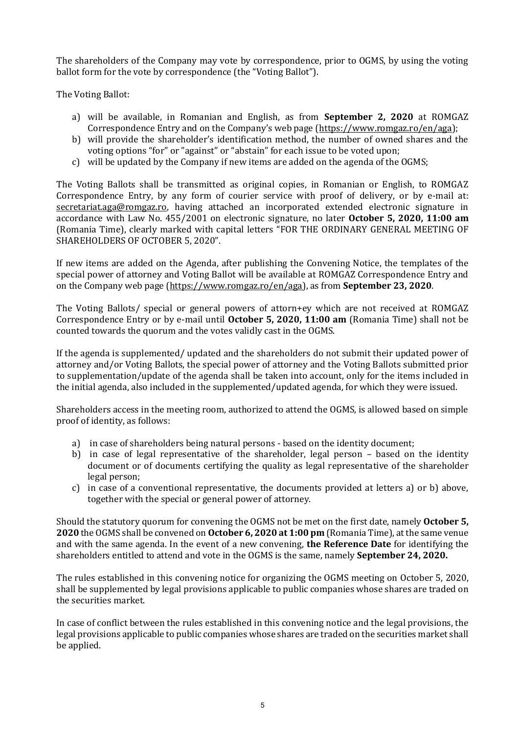The shareholders of the Company may vote by correspondence, prior to OGMS, by using the voting ballot form for the vote by correspondence (the "Voting Ballot").

The Voting Ballot:

a) will be available, in Romanian and English, as from **September 2, 2020** at ROMGAZ Correspondence Entry and on the Company's web page (https://www.romgaz.ro/en/aga);
b) will provide the shareholder's identification method, the number of owned shares and the voting options "for" or "against" or "abstain" for each issue to be voted upon;
c) will be updated by the Company if new items are added on the agenda of the OGMS;

The Voting Ballots shall be transmitted as original copies, in Romanian or English, to ROMGAZ Correspondence Entry, by any form of courier service with proof of delivery, or by e-mail at: secretariat.aga@romgaz.ro, having attached an incorporated extended electronic signature in accordance with Law No. 455/2001 on electronic signature, no later **October 5, 2020, 11:00 am** (Romania Time), clearly marked with capital letters "FOR THE ORDINARY GENERAL MEETING OF SHAREHOLDERS OF OCTOBER 5, 2020".

If new items are added on the Agenda, after publishing the Convening Notice, the templates of the special power of attorney and Voting Ballot will be available at ROMGAZ Correspondence Entry and on the Company web page (https://www.romgaz.ro/en/aga), as from **September 23, 2020**.

The Voting Ballots/ special or general powers of attorn+ey which are not received at ROMGAZ Correspondence Entry or by e-mail until **October 5, 2020, 11:00 am** (Romania Time) shall not be counted towards the quorum and the votes validly cast in the OGMS.

If the agenda is supplemented/ updated and the shareholders do not submit their updated power of attorney and/or Voting Ballots, the special power of attorney and the Voting Ballots submitted prior to supplementation/update of the agenda shall be taken into account, only for the items included in the initial agenda, also included in the supplemented/updated agenda, for which they were issued.

Shareholders access in the meeting room, authorized to attend the OGMS, is allowed based on simple proof of identity, as follows:

a) in case of shareholders being natural persons - based on the identity document;
b) in case of legal representative of the shareholder, legal person – based on the identity document or of documents certifying the quality as legal representative of the shareholder legal person;
c) in case of a conventional representative, the documents provided at letters a) or b) above, together with the special or general power of attorney.

Should the statutory quorum for convening the OGMS not be met on the first date, namely **October 5, 2020** the OGMS shall be convened on **October 6, 2020 at 1:00 pm** (Romania Time), at the same venue and with the same agenda. In the event of a new convening, **the Reference Date** for identifying the shareholders entitled to attend and vote in the OGMS is the same, namely **September 24, 2020.**

The rules established in this convening notice for organizing the OGMS meeting on October 5, 2020, shall be supplemented by legal provisions applicable to public companies whose shares are traded on the securities market.

In case of conflict between the rules established in this convening notice and the legal provisions, the legal provisions applicable to public companies whose shares are traded on the securities market shall be applied.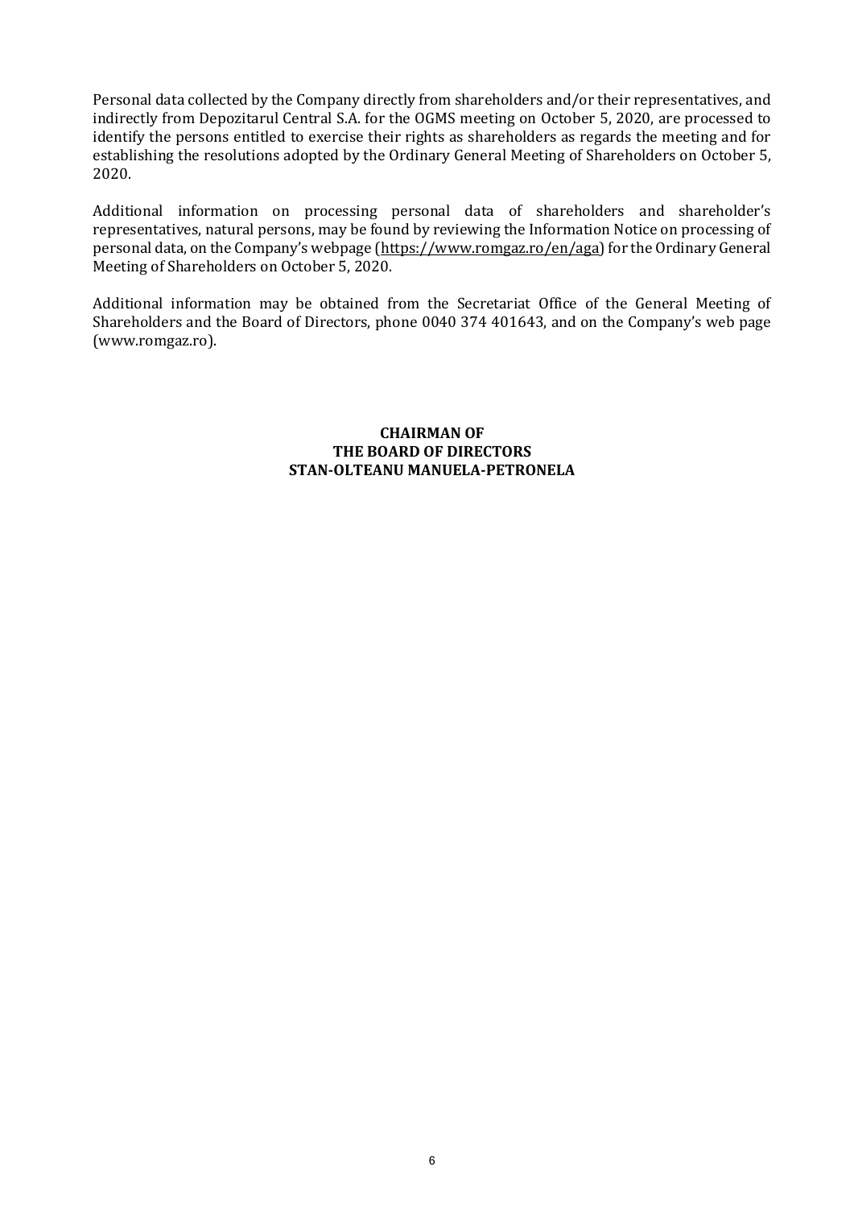Personal data collected by the Company directly from shareholders and/or their representatives, and indirectly from Depozitarul Central S.A. for the OGMS meeting on October 5, 2020, are processed to identify the persons entitled to exercise their rights as shareholders as regards the meeting and for establishing the resolutions adopted by the Ordinary General Meeting of Shareholders on October 5, 2020.

Additional information on processing personal data of shareholders and shareholder's representatives, natural persons, may be found by reviewing the Information Notice on processing of personal data, on the Company's webpage (https://www.romgaz.ro/en/aga) for the Ordinary General Meeting of Shareholders on October 5, 2020.

Additional information may be obtained from the Secretariat Office of the General Meeting of Shareholders and the Board of Directors, phone 0040 374 401643, and on the Company's web page (www.romgaz.ro).

**CHAIRMAN OF**
**THE BOARD OF DIRECTORS**
**STAN-OLTEANU MANUELA-PETRONELA**